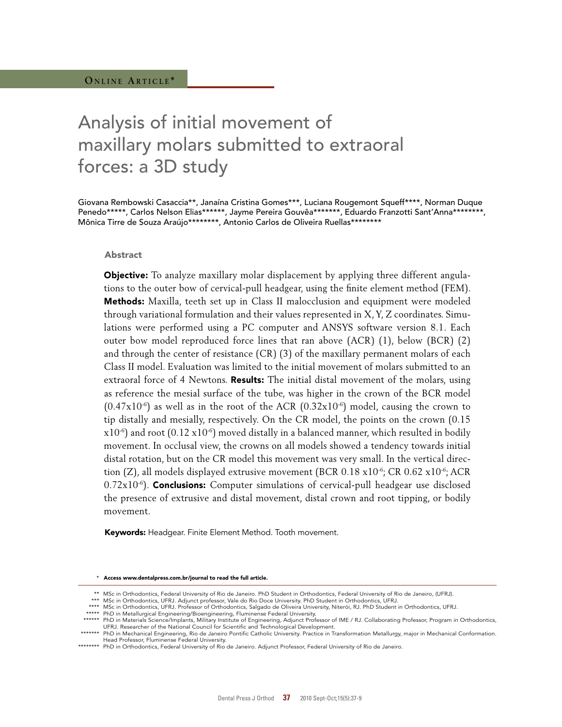ONLINE ARTICLE*

# Analysis of initial movement of maxillary molars submitted to extraoral forces: a 3D study

Giovana Rembowski Casaccia**, Janaína Cristina Gomes***, Luciana Rougemont Squeff****, Norman Duque Penedo*****, Carlos Nelson Elias******, Jayme Pereira Gouvêa*******, Eduardo Franzotti Sant'Anna********, Mônica Tirre de Souza Araújo********, Antonio Carlos de Oliveira Ruellas********

## Abstract

**Objective:** To analyze maxillary molar displacement by applying three different angulations to the outer bow of cervical-pull headgear, using the finite element method (FEM). **Methods:** Maxilla, teeth set up in Class II malocclusion and equipment were modeled through variational formulation and their values represented in X, Y, Z coordinates. Simulations were performed using a PC computer and ANSYS software version 8.1. Each outer bow model reproduced force lines that ran above (ACR) (1), below (BCR) (2) and through the center of resistance (CR) (3) of the maxillary permanent molars of each Class II model. Evaluation was limited to the initial movement of molars submitted to an extraoral force of 4 Newtons. **Results:** The initial distal movement of the molars, using as reference the mesial surface of the tube, was higher in the crown of the BCR model ($0.47 \times 10^{-6}$) as well as in the root of the ACR ($0.32 \times 10^{-6}$) model, causing the crown to tip distally and mesially, respectively. On the CR model, the points on the crown ($0.15 \times 10^{-6}$) and root ($0.12 \times 10^{-6}$) moved distally in a balanced manner, which resulted in bodily movement. In occlusal view, the crowns on all models showed a tendency towards initial distal rotation, but on the CR model this movement was very small. In the vertical direction (Z), all models displayed extrusive movement (BCR $0.18 \times 10^{-6}$; CR $0.62 \times 10^{-6}$; ACR $0.72 \times 10^{-6}$). **Conclusions:** Computer simulations of cervical-pull headgear use disclosed the presence of extrusive and distal movement, distal crown and root tipping, or bodily movement.

**Keywords:** Headgear. Finite Element Method. Tooth movement.

\* **Access www.dentalpress.com.br/journal to read the full article.**

** MSc in Orthodontics, Federal University of Rio de Janeiro. PhD Student in Orthodontics, Federal University of Rio de Janeiro, (UFRJ).

*** MSc in Orthodontics, UFRJ. Adjunct professor, Vale do Rio Doce University. PhD Student in Orthodontics, UFRJ.

**** MSc in Orthodontics, UFRJ. Professor of Orthodontics, Salgado de Oliveira University, Niterói, RJ. PhD Student in Orthodontics, UFRJ.

***** PhD in Metallurgical Engineering/Bioengineering, Fluminense Federal University.

****** PhD in Materials Science/Implants, Military Institute of Engineering, Adjunct Professor of IME / RJ. Collaborating Professor, Program in Orthodontics, UFRJ. Researcher of the National Council for Scientific and Technological Development.

******* PhD in Mechanical Engineering, Rio de Janeiro Pontific Catholic University. Practice in Transformation Metallurgy, major in Mechanical Conformation. Head Professor, Fluminense Federal University.

******** PhD in Orthodontics, Federal University of Rio de Janeiro. Adjunct Professor, Federal University of Rio de Janeiro.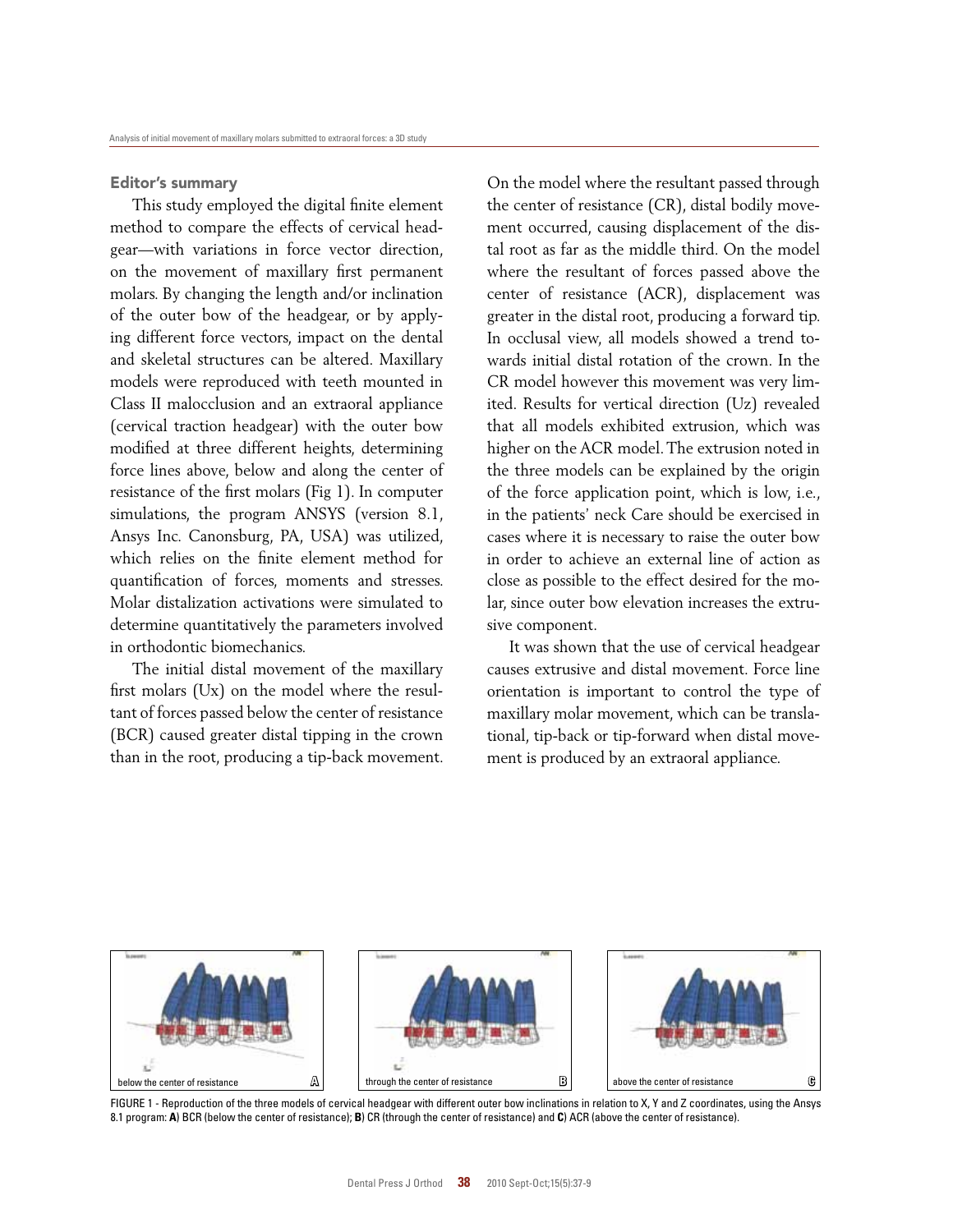## Editor's summary

This study employed the digital finite element method to compare the effects of cervical headgear—with variations in force vector direction, on the movement of maxillary first permanent molars. By changing the length and/or inclination of the outer bow of the headgear, or by applying different force vectors, impact on the dental and skeletal structures can be altered. Maxillary models were reproduced with teeth mounted in Class II malocclusion and an extraoral appliance (cervical traction headgear) with the outer bow modified at three different heights, determining force lines above, below and along the center of resistance of the first molars (Fig 1). In computer simulations, the program ANSYS (version 8.1, Ansys Inc. Canonsburg, PA, USA) was utilized, which relies on the finite element method for quantification of forces, moments and stresses. Molar distalization activations were simulated to determine quantitatively the parameters involved in orthodontic biomechanics.

The initial distal movement of the maxillary first molars (Ux) on the model where the resultant of forces passed below the center of resistance (BCR) caused greater distal tipping in the crown than in the root, producing a tip-back movement. On the model where the resultant passed through the center of resistance (CR), distal bodily movement occurred, causing displacement of the distal root as far as the middle third. On the model where the resultant of forces passed above the center of resistance (ACR), displacement was greater in the distal root, producing a forward tip. In occlusal view, all models showed a trend towards initial distal rotation of the crown. In the CR model however this movement was very limited. Results for vertical direction (Uz) revealed that all models exhibited extrusion, which was higher on the ACR model. The extrusion noted in the three models can be explained by the origin of the force application point, which is low, i.e., in the patients' neck Care should be exercised in cases where it is necessary to raise the outer bow in order to achieve an external line of action as close as possible to the effect desired for the molar, since outer bow elevation increases the extrusive component.

It was shown that the use of cervical headgear causes extrusive and distal movement. Force line orientation is important to control the type of maxillary molar movement, which can be translational, tip-back or tip-forward when distal movement is produced by an extraoral appliance.

below the center of resistance A

through the center of resistance B

above the center of resistance C

FIGURE 1 - Reproduction of the three models of cervical headgear with different outer bow inclinations in relation to X, Y and Z coordinates, using the Ansys 8.1 program: **A**) BCR (below the center of resistance); **B**) CR (through the center of resistance) and **C**) ACR (above the center of resistance).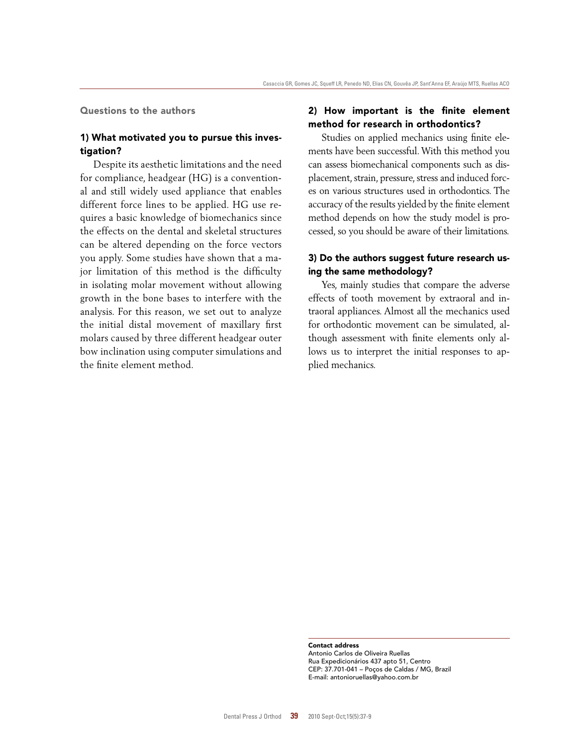## Questions to the authors

### 1) What motivated you to pursue this investigation?

Despite its aesthetic limitations and the need for compliance, headgear (HG) is a conventional and still widely used appliance that enables different force lines to be applied. HG use requires a basic knowledge of biomechanics since the effects on the dental and skeletal structures can be altered depending on the force vectors you apply. Some studies have shown that a major limitation of this method is the difficulty in isolating molar movement without allowing growth in the bone bases to interfere with the analysis. For this reason, we set out to analyze the initial distal movement of maxillary first molars caused by three different headgear outer bow inclination using computer simulations and the finite element method.

### 2) How important is the finite element method for research in orthodontics?

Studies on applied mechanics using finite elements have been successful. With this method you can assess biomechanical components such as displacement, strain, pressure, stress and induced forces on various structures used in orthodontics. The accuracy of the results yielded by the finite element method depends on how the study model is processed, so you should be aware of their limitations.

### 3) Do the authors suggest future research using the same methodology?

Yes, mainly studies that compare the adverse effects of tooth movement by extraoral and intraoral appliances. Almost all the mechanics used for orthodontic movement can be simulated, although assessment with finite elements only allows us to interpret the initial responses to applied mechanics.

**Contact address**
Antonio Carlos de Oliveira Ruellas
Rua Expedicionários 437 apto 51, Centro
CEP: 37.701-041 – Poços de Caldas / MG, Brazil
E-mail: antonioruellas@yahoo.com.br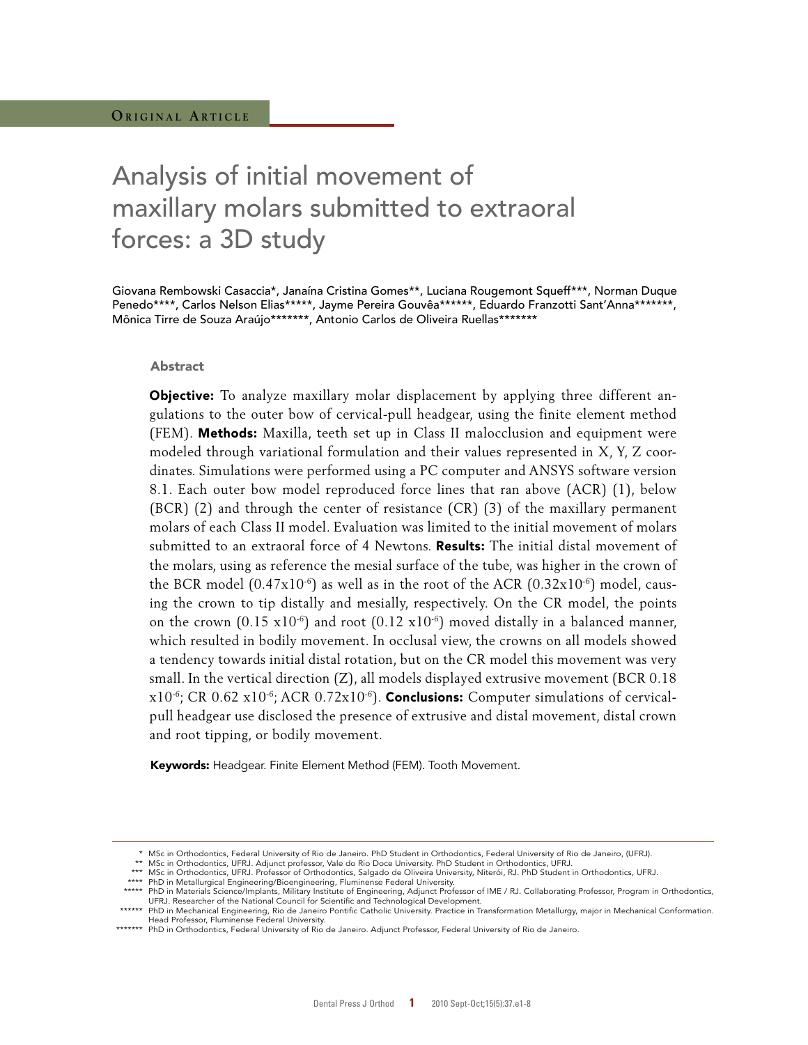Original Article

# Analysis of initial movement of maxillary molars submitted to extraoral forces: a 3D study

Giovana Rembowski Casaccia*, Janaína Cristina Gomes**, Luciana Rougemont Squeff***, Norman Duque Penedo****, Carlos Nelson Elias*****, Jayme Pereira Gouvêa******, Eduardo Franzotti Sant'Anna*******, Mônica Tirre de Souza Araújo*******, Antonio Carlos de Oliveira Ruellas*******

## Abstract

**Objective:** To analyze maxillary molar displacement by applying three different angulations to the outer bow of cervical-pull headgear, using the finite element method (FEM). **Methods:** Maxilla, teeth set up in Class II malocclusion and equipment were modeled through variational formulation and their values represented in X, Y, Z coordinates. Simulations were performed using a PC computer and ANSYS software version 8.1. Each outer bow model reproduced force lines that ran above (ACR) (1), below (BCR) (2) and through the center of resistance (CR) (3) of the maxillary permanent molars of each Class II model. Evaluation was limited to the initial movement of molars submitted to an extraoral force of 4 Newtons. **Results:** The initial distal movement of the molars, using as reference the mesial surface of the tube, was higher in the crown of the BCR model ($0.47x10^{-6}$) as well as in the root of the ACR ($0.32x10^{-6}$) model, causing the crown to tip distally and mesially, respectively. On the CR model, the points on the crown ($0.15\ x10^{-6}$) and root ($0.12\ x10^{-6}$) moved distally in a balanced manner, which resulted in bodily movement. In occlusal view, the crowns on all models showed a tendency towards initial distal rotation, but on the CR model this movement was very small. In the vertical direction (Z), all models displayed extrusive movement (BCR 0.18 $x10^{-6}$; CR 0.62 $x10^{-6}$; ACR $0.72x10^{-6}$). **Conclusions:** Computer simulations of cervical-pull headgear use disclosed the presence of extrusive and distal movement, distal crown and root tipping, or bodily movement.

**Keywords:** Headgear. Finite Element Method (FEM). Tooth Movement.

---

\* MSc in Orthodontics, Federal University of Rio de Janeiro. PhD Student in Orthodontics, Federal University of Rio de Janeiro, (UFRJ).

\*\* MSc in Orthodontics, UFRJ. Adjunct professor, Vale do Rio Doce University. PhD Student in Orthodontics, UFRJ.

\*\*\* MSc in Orthodontics, UFRJ. Professor of Orthodontics, Salgado de Oliveira University, Niterói, RJ. PhD Student in Orthodontics, UFRJ.

\*\*\*\* PhD in Metallurgical Engineering/Bioengineering, Fluminense Federal University.

\*\*\*\*\* PhD in Materials Science/Implants, Military Institute of Engineering, Adjunct Professor of IME / RJ. Collaborating Professor, Program in Orthodontics, UFRJ. Researcher of the National Council for Scientific and Technological Development.

\*\*\*\*\*\* PhD in Mechanical Engineering, Rio de Janeiro Pontific Catholic University. Practice in Transformation Metallurgy, major in Mechanical Conformation. Head Professor, Fluminense Federal University.

\*\*\*\*\*\*\* PhD in Orthodontics, Federal University of Rio de Janeiro. Adjunct Professor, Federal University of Rio de Janeiro.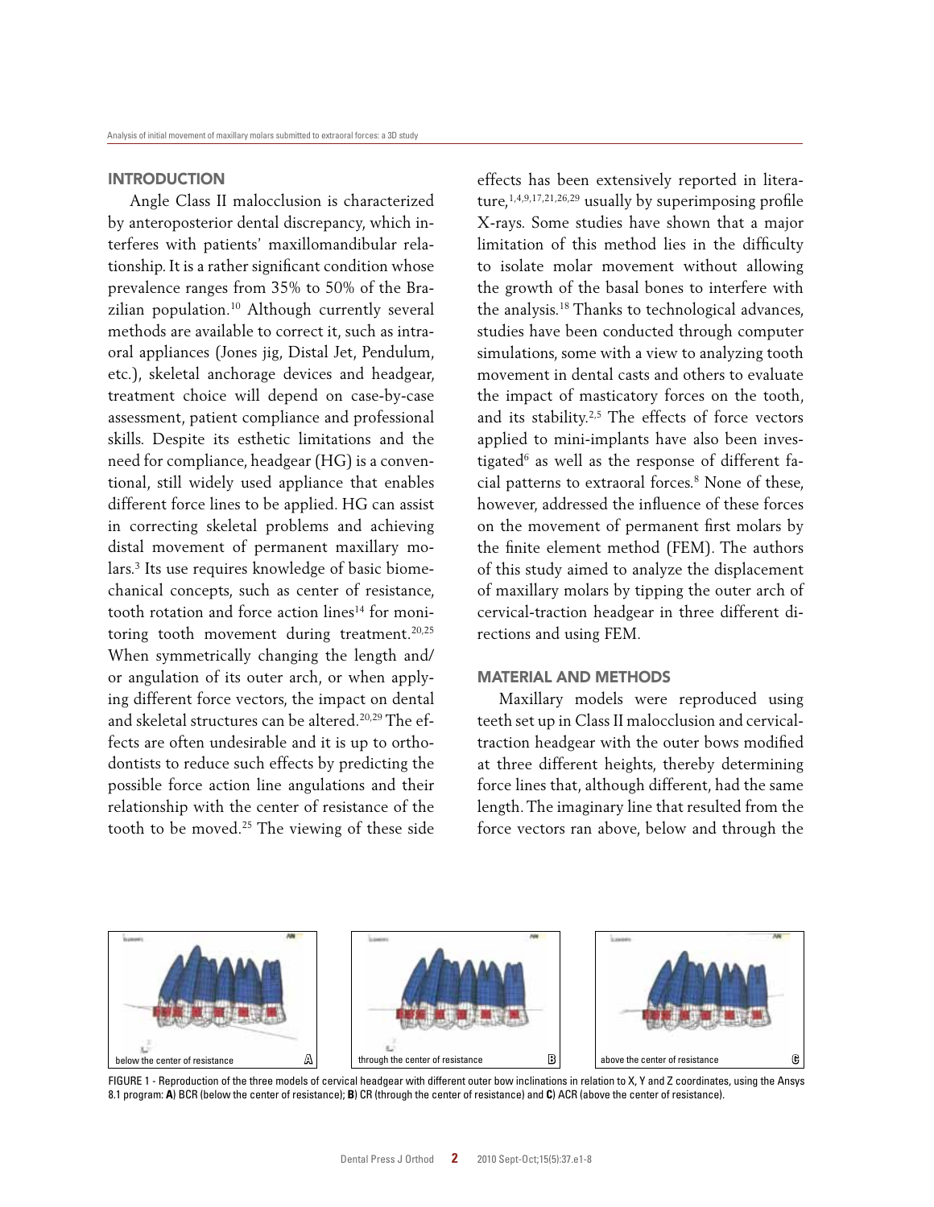## INTRODUCTION

Angle Class II malocclusion is characterized by anteroposterior dental discrepancy, which interferes with patients' maxillomandibular relationship. It is a rather significant condition whose prevalence ranges from 35% to 50% of the Brazilian population.[10] Although currently several methods are available to correct it, such as intraoral appliances (Jones jig, Distal Jet, Pendulum, etc.), skeletal anchorage devices and headgear, treatment choice will depend on case-by-case assessment, patient compliance and professional skills. Despite its esthetic limitations and the need for compliance, headgear (HG) is a conventional, still widely used appliance that enables different force lines to be applied. HG can assist in correcting skeletal problems and achieving distal movement of permanent maxillary molars.[3] Its use requires knowledge of basic biomechanical concepts, such as center of resistance, tooth rotation and force action lines[14] for monitoring tooth movement during treatment.[20,25] When symmetrically changing the length and/or angulation of its outer arch, or when applying different force vectors, the impact on dental and skeletal structures can be altered.[20,29] The effects are often undesirable and it is up to orthodontists to reduce such effects by predicting the possible force action line angulations and their relationship with the center of resistance of the tooth to be moved.[25] The viewing of these side effects has been extensively reported in literature,[1,4,9,17,21,26,29] usually by superimposing profile X-rays. Some studies have shown that a major limitation of this method lies in the difficulty to isolate molar movement without allowing the growth of the basal bones to interfere with the analysis.[18] Thanks to technological advances, studies have been conducted through computer simulations, some with a view to analyzing tooth movement in dental casts and others to evaluate the impact of masticatory forces on the tooth, and its stability.[2,5] The effects of force vectors applied to mini-implants have also been investigated[6] as well as the response of different facial patterns to extraoral forces.[8] None of these, however, addressed the influence of these forces on the movement of permanent first molars by the finite element method (FEM). The authors of this study aimed to analyze the displacement of maxillary molars by tipping the outer arch of cervical-traction headgear in three different directions and using FEM.

## MATERIAL AND METHODS

Maxillary models were reproduced using teeth set up in Class II malocclusion and cervical-traction headgear with the outer bows modified at three different heights, thereby determining force lines that, although different, had the same length. The imaginary line that resulted from the force vectors ran above, below and through the

below the center of resistance A

through the center of resistance B

above the center of resistance C

FIGURE 1 - Reproduction of the three models of cervical headgear with different outer bow inclinations in relation to X, Y and Z coordinates, using the Ansys 8.1 program: **A**) BCR (below the center of resistance); **B**) CR (through the center of resistance) and **C**) ACR (above the center of resistance).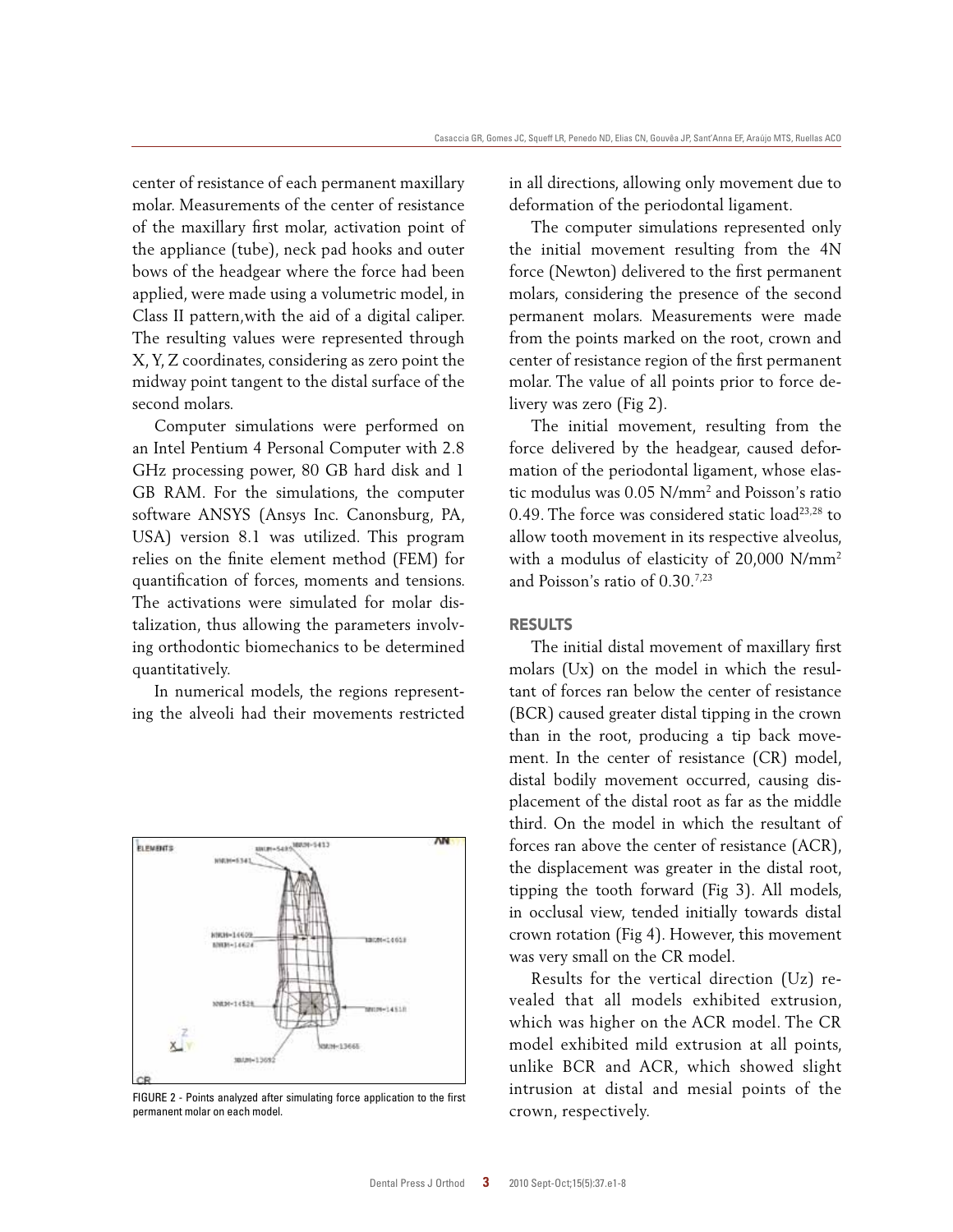center of resistance of each permanent maxillary molar. Measurements of the center of resistance of the maxillary first molar, activation point of the appliance (tube), neck pad hooks and outer bows of the headgear where the force had been applied, were made using a volumetric model, in Class II pattern,with the aid of a digital caliper. The resulting values were represented through X, Y, Z coordinates, considering as zero point the midway point tangent to the distal surface of the second molars.

Computer simulations were performed on an Intel Pentium 4 Personal Computer with 2.8 GHz processing power, 80 GB hard disk and 1 GB RAM. For the simulations, the computer software ANSYS (Ansys Inc. Canonsburg, PA, USA) version 8.1 was utilized. This program relies on the finite element method (FEM) for quantification of forces, moments and tensions. The activations were simulated for molar distalization, thus allowing the parameters involving orthodontic biomechanics to be determined quantitatively.

In numerical models, the regions representing the alveoli had their movements restricted in all directions, allowing only movement due to deformation of the periodontal ligament.

FIGURE 2 - Points analyzed after simulating force application to the first permanent molar on each model.

The computer simulations represented only the initial movement resulting from the 4N force (Newton) delivered to the first permanent molars, considering the presence of the second permanent molars. Measurements were made from the points marked on the root, crown and center of resistance region of the first permanent molar. The value of all points prior to force delivery was zero (Fig 2).

The initial movement, resulting from the force delivered by the headgear, caused deformation of the periodontal ligament, whose elastic modulus was 0.05 $N/mm^2$ and Poisson's ratio 0.49. The force was considered static load[23,28] to allow tooth movement in its respective alveolus, with a modulus of elasticity of 20,000 $N/mm^2$ and Poisson's ratio of 0.30.[7,23]

## RESULTS

The initial distal movement of maxillary first molars (Ux) on the model in which the resultant of forces ran below the center of resistance (BCR) caused greater distal tipping in the crown than in the root, producing a tip back movement. In the center of resistance (CR) model, distal bodily movement occurred, causing displacement of the distal root as far as the middle third. On the model in which the resultant of forces ran above the center of resistance (ACR), the displacement was greater in the distal root, tipping the tooth forward (Fig 3). All models, in occlusal view, tended initially towards distal crown rotation (Fig 4). However, this movement was very small on the CR model.

Results for the vertical direction (Uz) revealed that all models exhibited extrusion, which was higher on the ACR model. The CR model exhibited mild extrusion at all points, unlike BCR and ACR, which showed slight intrusion at distal and mesial points of the crown, respectively.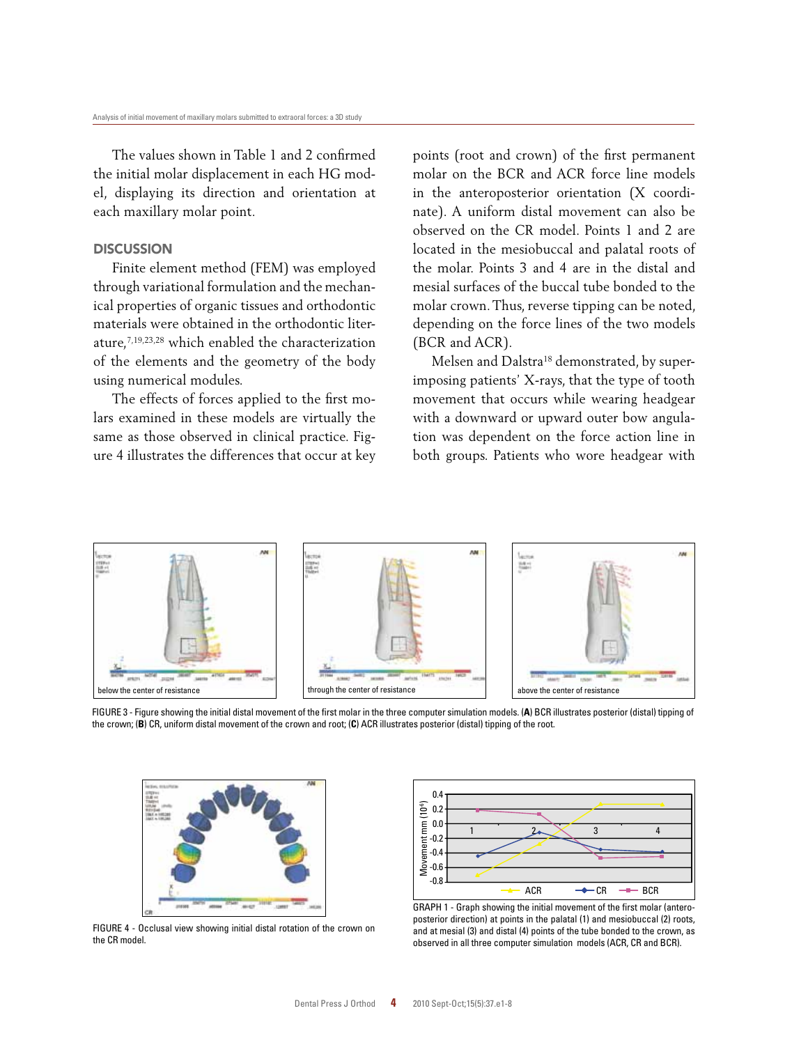The values shown in Table 1 and 2 confirmed the initial molar displacement in each HG model, displaying its direction and orientation at each maxillary molar point.

## DISCUSSION

Finite element method (FEM) was employed through variational formulation and the mechanical properties of organic tissues and orthodontic materials were obtained in the orthodontic literature,[7,19,23,28] which enabled the characterization of the elements and the geometry of the body using numerical modules.

The effects of forces applied to the first molars examined in these models are virtually the same as those observed in clinical practice. Figure 4 illustrates the differences that occur at key points (root and crown) of the first permanent molar on the BCR and ACR force line models in the anteroposterior orientation (X coordinate). A uniform distal movement can also be observed on the CR model. Points 1 and 2 are located in the mesiobuccal and palatal roots of the molar. Points 3 and 4 are in the distal and mesial surfaces of the buccal tube bonded to the molar crown. Thus, reverse tipping can be noted, depending on the force lines of the two models (BCR and ACR).

Melsen and Dalstra[18] demonstrated, by superimposing patients' X-rays, that the type of tooth movement that occurs while wearing headgear with a downward or upward outer bow angulation was dependent on the force action line in both groups. Patients who wore headgear with

FIGURE 3 - Figure showing the initial distal movement of the first molar in the three computer simulation models. (**A**) BCR illustrates posterior (distal) tipping of the crown; (**B**) CR, uniform distal movement of the crown and root; (**C**) ACR illustrates posterior (distal) tipping of the root.

FIGURE 4 - Occlusal view showing initial distal rotation of the crown on the CR model.

GRAPH 1 - Graph showing the initial movement of the first molar (anteroposterior direction) at points in the palatal (1) and mesiobuccal (2) roots, and at mesial (3) and distal (4) points of the tube bonded to the crown, as observed in all three computer simulation models (ACR, CR and BCR).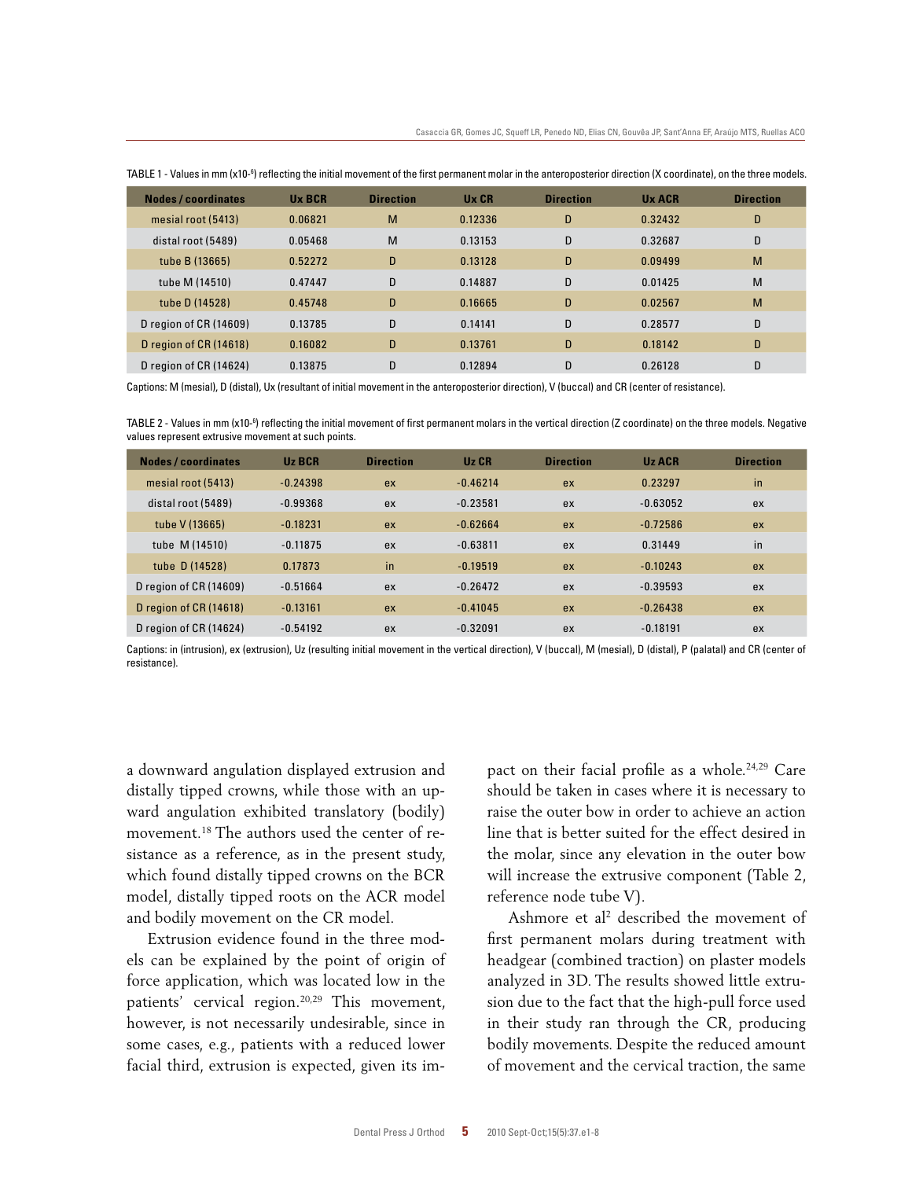TABLE 1 - Values in mm ($x10^{-8}$) reflecting the initial movement of the first permanent molar in the anteroposterior direction (X coordinate), on the three models.

| Nodes / coordinates | Ux BCR | Direction | Ux CR | Direction | Ux ACR | Direction |
|---|---|---|---|---|---|---|
| mesial root (5413) | 0.06821 | M | 0.12336 | D | 0.32432 | D |
| distal root (5489) | 0.05468 | M | 0.13153 | D | 0.32687 | D |
| tube B (13665) | 0.52272 | D | 0.13128 | D | 0.09499 | M |
| tube M (14510) | 0.47447 | D | 0.14887 | D | 0.01425 | M |
| tube D (14528) | 0.45748 | D | 0.16665 | D | 0.02567 | M |
| D region of CR (14609) | 0.13785 | D | 0.14141 | D | 0.28577 | D |
| D region of CR (14618) | 0.16082 | D | 0.13761 | D | 0.18142 | D |
| D region of CR (14624) | 0.13875 | D | 0.12894 | D | 0.26128 | D |

Captions: M (mesial), D (distal), Ux (resultant of initial movement in the anteroposterior direction), V (buccal) and CR (center of resistance).

TABLE 2 - Values in mm ($x10^{-8}$) reflecting the initial movement of first permanent molars in the vertical direction (Z coordinate) on the three models. Negative values represent extrusive movement at such points.

| Nodes / coordinates | Uz BCR | Direction | Uz CR | Direction | Uz ACR | Direction |
|---|---|---|---|---|---|---|
| mesial root (5413) | -0.24398 | ex | -0.46214 | ex | 0.23297 | in |
| distal root (5489) | -0.99368 | ex | -0.23581 | ex | -0.63052 | ex |
| tube V (13665) | -0.18231 | ex | -0.62664 | ex | -0.72586 | ex |
| tube M (14510) | -0.11875 | ex | -0.63811 | ex | 0.31449 | in |
| tube D (14528) | 0.17873 | in | -0.19519 | ex | -0.10243 | ex |
| D region of CR (14609) | -0.51664 | ex | -0.26472 | ex | -0.39593 | ex |
| D region of CR (14618) | -0.13161 | ex | -0.41045 | ex | -0.26438 | ex |
| D region of CR (14624) | -0.54192 | ex | -0.32091 | ex | -0.18191 | ex |

Captions: in (intrusion), ex (extrusion), Uz (resulting initial movement in the vertical direction), V (buccal), M (mesial), D (distal), P (palatal) and CR (center of resistance).

a downward angulation displayed extrusion and distally tipped crowns, while those with an upward angulation exhibited translatory (bodily) movement.[18] The authors used the center of resistance as a reference, as in the present study, which found distally tipped crowns on the BCR model, distally tipped roots on the ACR model and bodily movement on the CR model.

Extrusion evidence found in the three models can be explained by the point of origin of force application, which was located low in the patients' cervical region.[20,29] This movement, however, is not necessarily undesirable, since in some cases, e.g., patients with a reduced lower facial third, extrusion is expected, given its impact on their facial profile as a whole.[24,29] Care should be taken in cases where it is necessary to raise the outer bow in order to achieve an action line that is better suited for the effect desired in the molar, since any elevation in the outer bow will increase the extrusive component (Table 2, reference node tube V).

Ashmore et al[2] described the movement of first permanent molars during treatment with headgear (combined traction) on plaster models analyzed in 3D. The results showed little extrusion due to the fact that the high-pull force used in their study ran through the CR, producing bodily movements. Despite the reduced amount of movement and the cervical traction, the same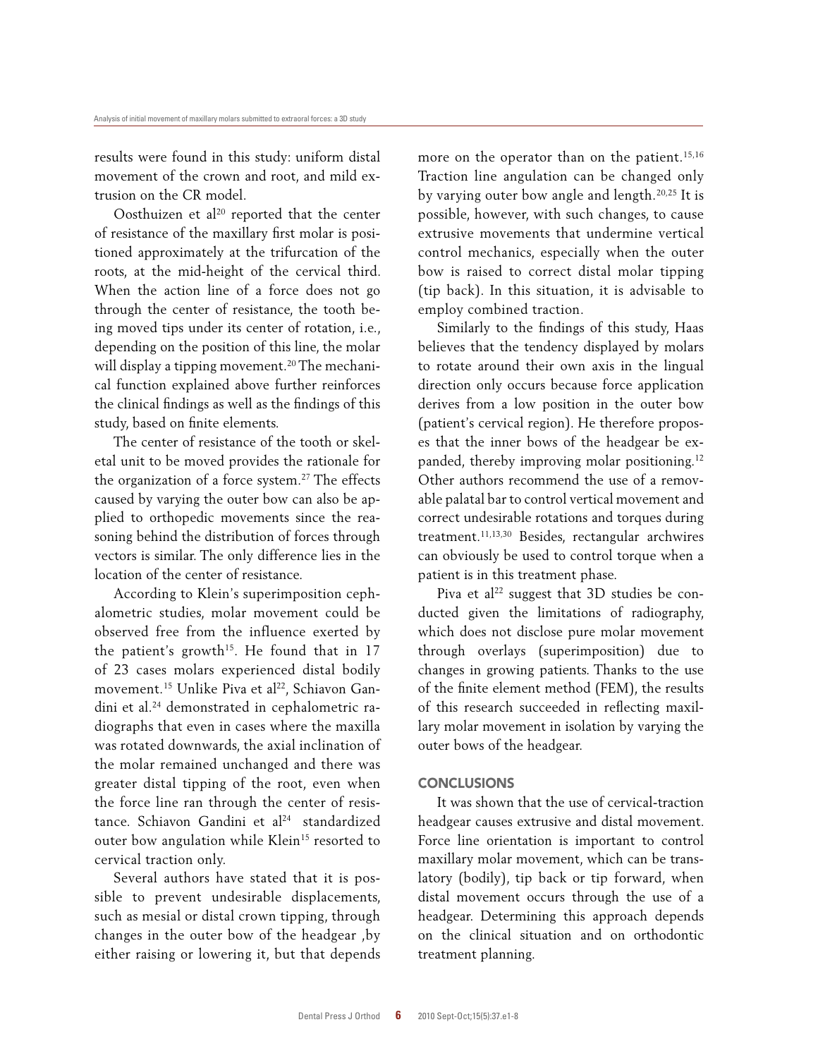results were found in this study: uniform distal movement of the crown and root, and mild extrusion on the CR model.

Oosthuizen et al[20] reported that the center of resistance of the maxillary first molar is positioned approximately at the trifurcation of the roots, at the mid-height of the cervical third. When the action line of a force does not go through the center of resistance, the tooth being moved tips under its center of rotation, i.e., depending on the position of this line, the molar will display a tipping movement.[20] The mechanical function explained above further reinforces the clinical findings as well as the findings of this study, based on finite elements.

The center of resistance of the tooth or skeletal unit to be moved provides the rationale for the organization of a force system.[27] The effects caused by varying the outer bow can also be applied to orthopedic movements since the reasoning behind the distribution of forces through vectors is similar. The only difference lies in the location of the center of resistance.

According to Klein's superimposition cephalometric studies, molar movement could be observed free from the influence exerted by the patient's growth[15]. He found that in 17 of 23 cases molars experienced distal bodily movement.[15] Unlike Piva et al[22], Schiavon Gandini et al.[24] demonstrated in cephalometric radiographs that even in cases where the maxilla was rotated downwards, the axial inclination of the molar remained unchanged and there was greater distal tipping of the root, even when the force line ran through the center of resistance. Schiavon Gandini et al[24] standardized outer bow angulation while Klein[15] resorted to cervical traction only.

Several authors have stated that it is possible to prevent undesirable displacements, such as mesial or distal crown tipping, through changes in the outer bow of the headgear ,by either raising or lowering it, but that depends more on the operator than on the patient.[15,16] Traction line angulation can be changed only by varying outer bow angle and length.[20,25] It is possible, however, with such changes, to cause extrusive movements that undermine vertical control mechanics, especially when the outer bow is raised to correct distal molar tipping (tip back). In this situation, it is advisable to employ combined traction.

Similarly to the findings of this study, Haas believes that the tendency displayed by molars to rotate around their own axis in the lingual direction only occurs because force application derives from a low position in the outer bow (patient's cervical region). He therefore proposes that the inner bows of the headgear be expanded, thereby improving molar positioning.[12] Other authors recommend the use of a removable palatal bar to control vertical movement and correct undesirable rotations and torques during treatment.[11,13,30] Besides, rectangular archwires can obviously be used to control torque when a patient is in this treatment phase.

Piva et al[22] suggest that 3D studies be conducted given the limitations of radiography, which does not disclose pure molar movement through overlays (superimposition) due to changes in growing patients. Thanks to the use of the finite element method (FEM), the results of this research succeeded in reflecting maxillary molar movement in isolation by varying the outer bows of the headgear.

## CONCLUSIONS

It was shown that the use of cervical-traction headgear causes extrusive and distal movement. Force line orientation is important to control maxillary molar movement, which can be translatory (bodily), tip back or tip forward, when distal movement occurs through the use of a headgear. Determining this approach depends on the clinical situation and on orthodontic treatment planning.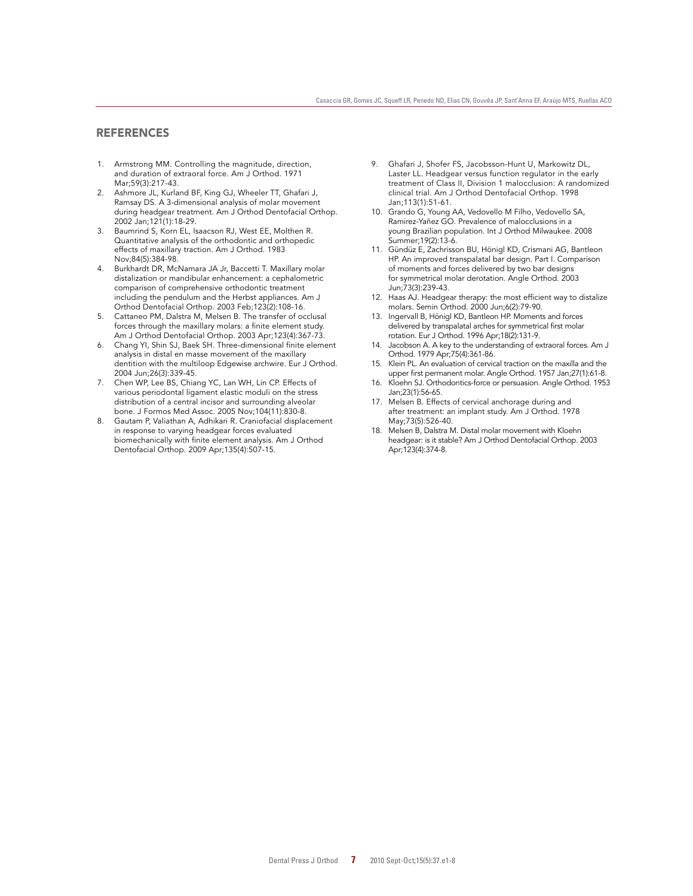## REFERENCES

1. Armstrong MM. Controlling the magnitude, direction, and duration of extraoral force. Am J Orthod. 1971 Mar;59(3):217-43.
2. Ashmore JL, Kurland BF, King GJ, Wheeler TT, Ghafari J, Ramsay DS. A 3-dimensional analysis of molar movement during headgear treatment. Am J Orthod Dentofacial Orthop. 2002 Jan;121(1):18-29.
3. Baumrind S, Korn EL, Isaacson RJ, West EE, Molthen R. Quantitative analysis of the orthodontic and orthopedic effects of maxillary traction. Am J Orthod. 1983 Nov;84(5):384-98.
4. Burkhardt DR, McNamara JA Jr, Baccetti T. Maxillary molar distalization or mandibular enhancement: a cephalometric comparison of comprehensive orthodontic treatment including the pendulum and the Herbst appliances. Am J Orthod Dentofacial Orthop. 2003 Feb;123(2):108-16.
5. Cattaneo PM, Dalstra M, Melsen B. The transfer of occlusal forces through the maxillary molars: a finite element study. Am J Orthod Dentofacial Orthop. 2003 Apr;123(4):367-73.
6. Chang YI, Shin SJ, Baek SH. Three-dimensional finite element analysis in distal en masse movement of the maxillary dentition with the multiloop Edgewise archwire. Eur J Orthod. 2004 Jun;26(3):339-45.
7. Chen WP, Lee BS, Chiang YC, Lan WH, Lin CP. Effects of various periodontal ligament elastic moduli on the stress distribution of a central incisor and surrounding alveolar bone. J Formos Med Assoc. 2005 Nov;104(11):830-8.
8. Gautam P, Valiathan A, Adhikari R. Craniofacial displacement in response to varying headgear forces evaluated biomechanically with finite element analysis. Am J Orthod Dentofacial Orthop. 2009 Apr;135(4):507-15.
9. Ghafari J, Shofer FS, Jacobsson-Hunt U, Markowitz DL, Laster LL. Headgear versus function regulator in the early treatment of Class II, Division 1 malocclusion: A randomized clinical trial. Am J Orthod Dentofacial Orthop. 1998 Jan;113(1):51-61.
10. Grando G, Young AA, Vedovello M Filho, Vedovello SA, Ramirez-Yañez GO. Prevalence of malocclusions in a young Brazilian population. Int J Orthod Milwaukee. 2008 Summer;19(2):13-6.
11. Gündüz E, Zachrisson BU, Hönigl KD, Crismani AG, Bantleon HP. An improved transpalatal bar design. Part I. Comparison of moments and forces delivered by two bar designs for symmetrical molar derotation. Angle Orthod. 2003 Jun;73(3):239-43.
12. Haas AJ. Headgear therapy: the most efficient way to distalize molars. Semin Orthod. 2000 Jun;6(2):79-90.
13. Ingervall B, Hönigl KD, Bantleon HP. Moments and forces delivered by transpalatal arches for symmetrical first molar rotation. Eur J Orthod. 1996 Apr;18(2):131-9.
14. Jacobson A. A key to the understanding of extraoral forces. Am J Orthod. 1979 Apr;75(4):361-86.
15. Klein PL. An evaluation of cervical traction on the maxilla and the upper first permanent molar. Angle Orthod. 1957 Jan;27(1):61-8.
16. Kloehn SJ. Orthodontics-force or persuasion. Angle Orthod. 1953 Jan;23(1):56-65.
17. Melsen B. Effects of cervical anchorage during and after treatment: an implant study. Am J Orthod. 1978 May;73(5):526-40.
18. Melsen B, Dalstra M. Distal molar movement with Kloehn headgear: is it stable? Am J Orthod Dentofacial Orthop. 2003 Apr;123(4):374-8.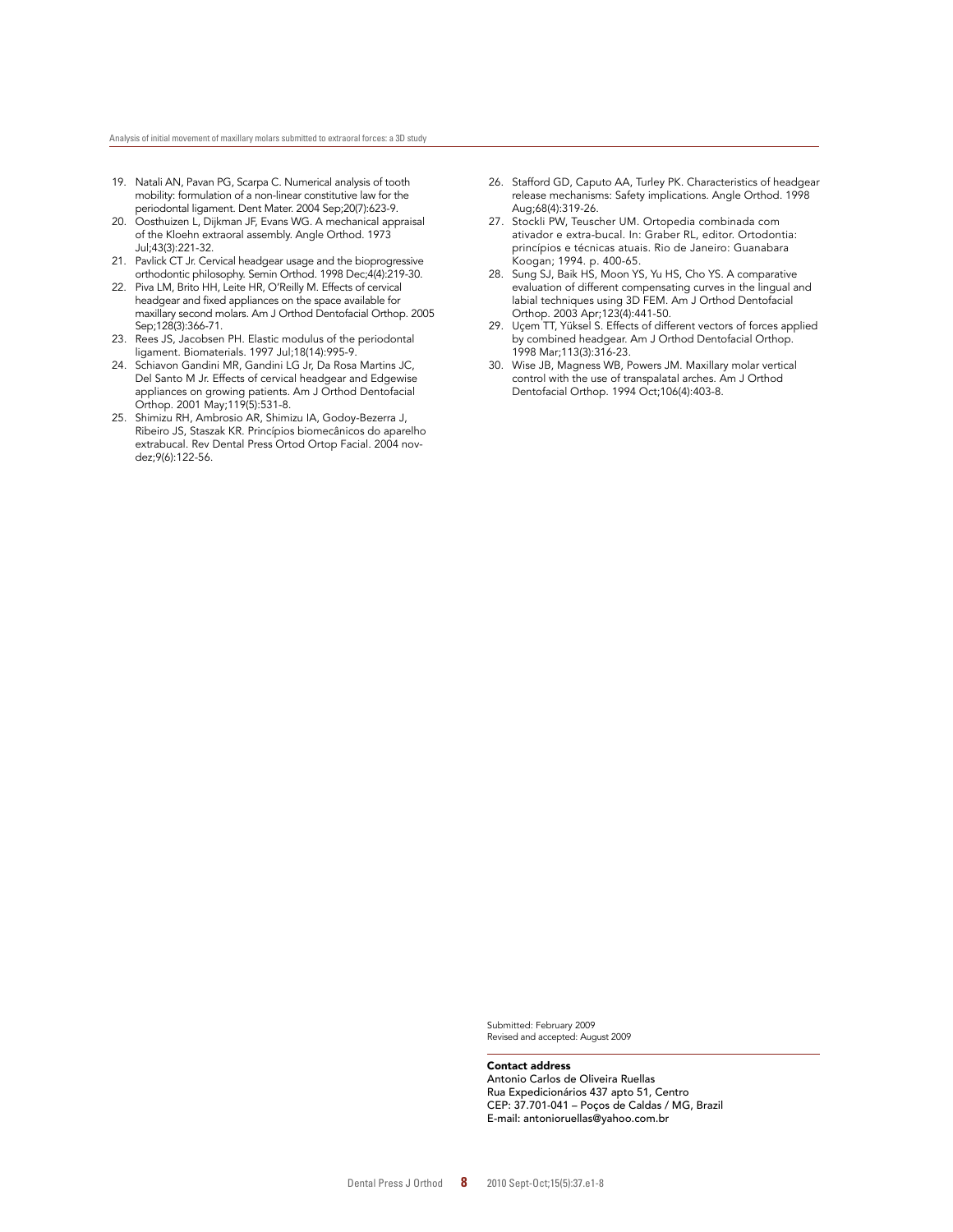19. Natali AN, Pavan PG, Scarpa C. Numerical analysis of tooth mobility: formulation of a non-linear constitutive law for the periodontal ligament. Dent Mater. 2004 Sep;20(7):623-9.
20. Oosthuizen L, Dijkman JF, Evans WG. A mechanical appraisal of the Kloehn extraoral assembly. Angle Orthod. 1973 Jul;43(3):221-32.
21. Pavlick CT Jr. Cervical headgear usage and the bioprogressive orthodontic philosophy. Semin Orthod. 1998 Dec;4(4):219-30.
22. Piva LM, Brito HH, Leite HR, O'Reilly M. Effects of cervical headgear and fixed appliances on the space available for maxillary second molars. Am J Orthod Dentofacial Orthop. 2005 Sep;128(3):366-71.
23. Rees JS, Jacobsen PH. Elastic modulus of the periodontal ligament. Biomaterials. 1997 Jul;18(14):995-9.
24. Schiavon Gandini MR, Gandini LG Jr, Da Rosa Martins JC, Del Santo M Jr. Effects of cervical headgear and Edgewise appliances on growing patients. Am J Orthod Dentofacial Orthop. 2001 May;119(5):531-8.
25. Shimizu RH, Ambrosio AR, Shimizu IA, Godoy-Bezerra J, Ribeiro JS, Staszak KR. Princípios biomecânicos do aparelho extrabucal. Rev Dental Press Ortod Ortop Facial. 2004 nov-dez;9(6):122-56.
26. Stafford GD, Caputo AA, Turley PK. Characteristics of headgear release mechanisms: Safety implications. Angle Orthod. 1998 Aug;68(4):319-26.
27. Stockli PW, Teuscher UM. Ortopedia combinada com ativador e extra-bucal. In: Graber RL, editor. Ortodontia: princípios e técnicas atuais. Rio de Janeiro: Guanabara Koogan; 1994. p. 400-65.
28. Sung SJ, Baik HS, Moon YS, Yu HS, Cho YS. A comparative evaluation of different compensating curves in the lingual and labial techniques using 3D FEM. Am J Orthod Dentofacial Orthop. 2003 Apr;123(4):441-50.
29. Uçem TT, Yüksel S. Effects of different vectors of forces applied by combined headgear. Am J Orthod Dentofacial Orthop. 1998 Mar;113(3):316-23.
30. Wise JB, Magness WB, Powers JM. Maxillary molar vertical control with the use of transpalatal arches. Am J Orthod Dentofacial Orthop. 1994 Oct;106(4):403-8.

Submitted: February 2009
Revised and accepted: August 2009

**Contact address**
Antonio Carlos de Oliveira Ruellas
Rua Expedicionários 437 apto 51, Centro
CEP: 37.701-041 – Poços de Caldas / MG, Brazil
E-mail: antonioruellas@yahoo.com.br